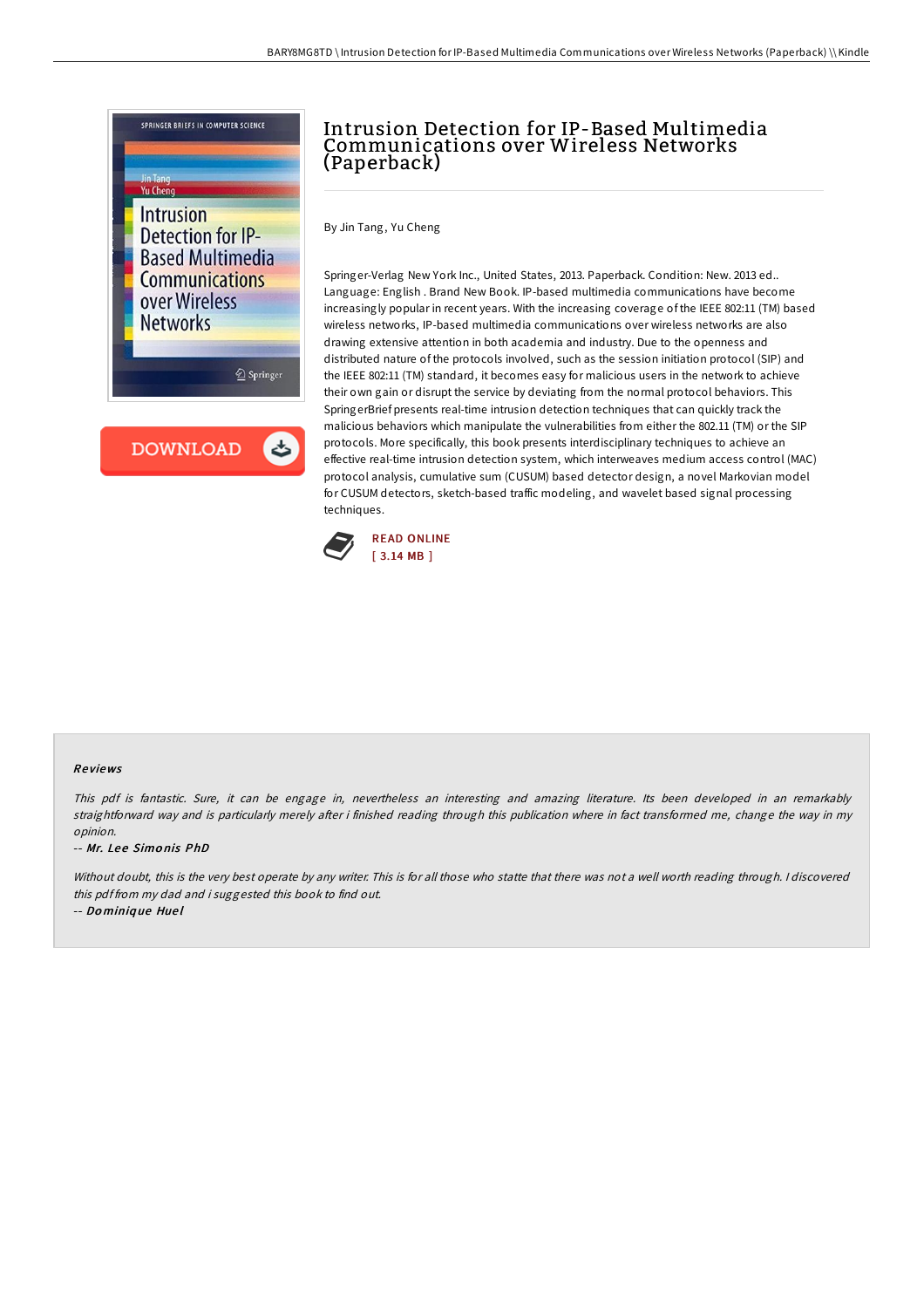# Intrusion Detection for IP-Based Multimedia Communications over Wireless Networks (Paperback)

By Jin Tang, Yu Cheng

Springer-Verlag New York Inc., United States, 2013. Paperback. Condition: New. 2013 ed.. Language: English . Brand New Book. IP-based multimedia communications have become increasingly popular in recent years. With the increasing coverage of the IEEE 802:11 (TM) based wireless networks, IP-based multimedia communications over wireless networks are also drawing extensive attention in both academia and industry. Due to the openness and distributed nature of the protocols involved, such as the session initiation protocol (SIP) and the IEEE 802:11 (TM) standard, it becomes easy for malicious users in the network to achieve their own gain or disrupt the service by deviating from the normal protocol behaviors. This SpringerBrief presents real-time intrusion detection techniques that can quickly track the malicious behaviors which manipulate the vulnerabilities from either the 802.11 (TM) or the SIP protocols. More specifically, this book presents interdisciplinary techniques to achieve an effective real-time intrusion detection system, which interweaves medium access control (MAC) protocol analysis, cumulative sum (CUSUM) based detector design, a novel Markovian model for CUSUM detectors, sketch-based traffic modeling, and wavelet based signal processing techniques.

READ ONLINE
[ 3.14 MB ]

## Reviews

*This pdf is fantastic. Sure, it can be engage in, nevertheless an interesting and amazing literature. Its been developed in an remarkably straightforward way and is particularly merely after i finished reading through this publication where in fact transformed me, change the way in my opinion.*

-- ***Mr. Lee Simonis PhD***

*Without doubt, this is the very best operate by any writer. This is for all those who statte that there was not a well worth reading through. I discovered this pdf from my dad and i suggested this book to find out.*

-- ***Dominique Huel***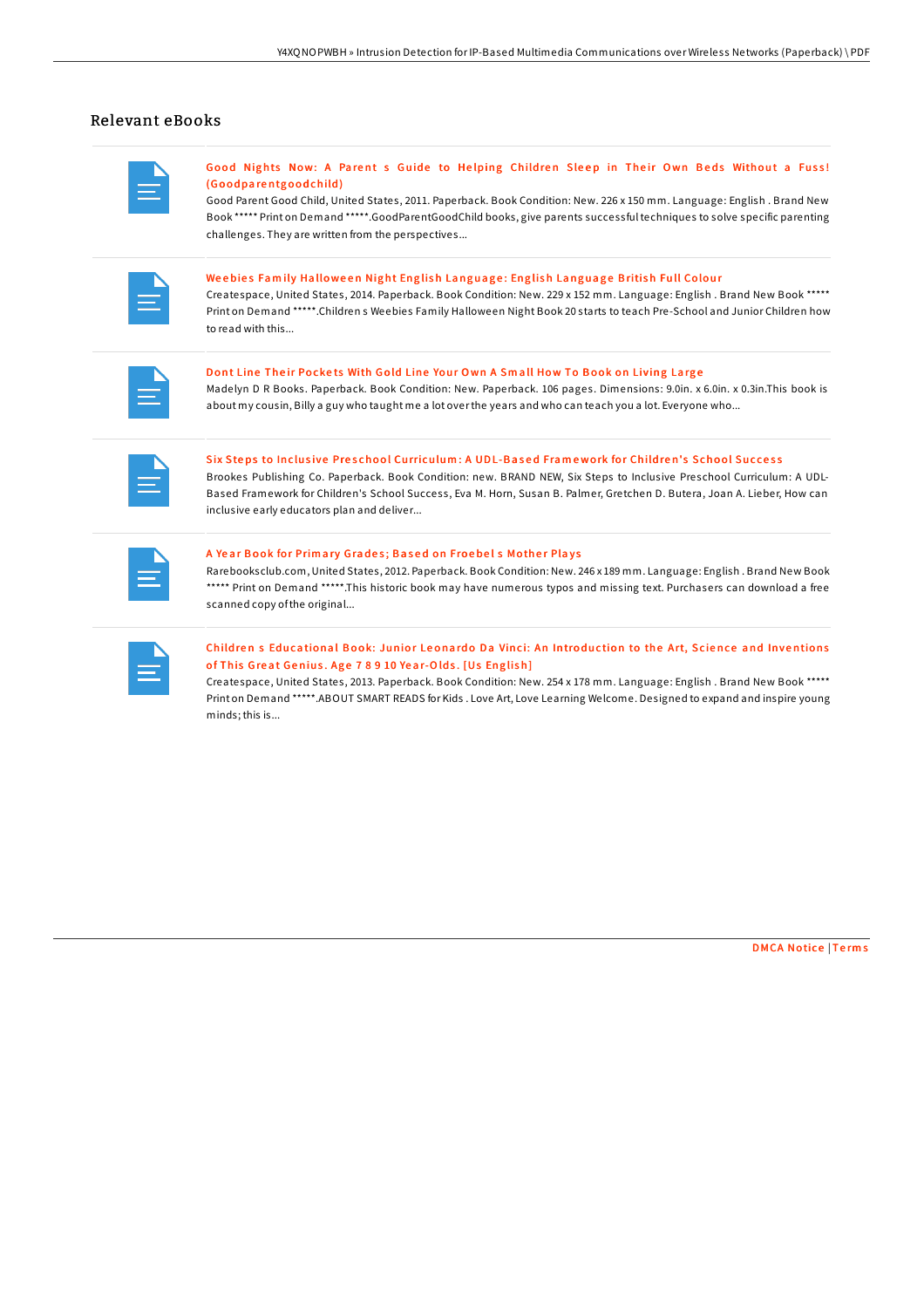## Relevant eBooks

**Good Nights Now: A Parent s Guide to Helping Children Sleep in Their Own Beds Without a Fuss! (Goodparentgoodchild)**

Good Parent Good Child, United States, 2011. Paperback. Book Condition: New. 226 x 150 mm. Language: English . Brand New Book ***** Print on Demand *****.GoodParentGoodChild books, give parents successful techniques to solve specific parenting challenges. They are written from the perspectives...

**Weebies Family Halloween Night English Language: English Language British Full Colour**

Createspace, United States, 2014. Paperback. Book Condition: New. 229 x 152 mm. Language: English . Brand New Book ***** Print on Demand *****.Children s Weebies Family Halloween Night Book 20 starts to teach Pre-School and Junior Children how to read with this...

**Dont Line Their Pockets With Gold Line Your Own A Small How To Book on Living Large**

Madelyn D R Books. Paperback. Book Condition: New. Paperback. 106 pages. Dimensions: 9.0in. x 6.0in. x 0.3in.This book is about my cousin, Billy a guy who taught me a lot over the years and who can teach you a lot. Everyone who...

**Six Steps to Inclusive Preschool Curriculum: A UDL-Based Framework for Children's School Success**

Brookes Publishing Co. Paperback. Book Condition: new. BRAND NEW, Six Steps to Inclusive Preschool Curriculum: A UDL-Based Framework for Children's School Success, Eva M. Horn, Susan B. Palmer, Gretchen D. Butera, Joan A. Lieber, How can inclusive early educators plan and deliver...

**A Year Book for Primary Grades; Based on Froebel s Mother Plays**

Rarebooksclub.com, United States, 2012. Paperback. Book Condition: New. 246 x 189 mm. Language: English . Brand New Book ***** Print on Demand *****.This historic book may have numerous typos and missing text. Purchasers can download a free scanned copy of the original...

**Children s Educational Book: Junior Leonardo Da Vinci: An Introduction to the Art, Science and Inventions of This Great Genius. Age 7 8 9 10 Year-Olds. [Us English]**

Createspace, United States, 2013. Paperback. Book Condition: New. 254 x 178 mm. Language: English . Brand New Book ***** Print on Demand *****.ABOUT SMART READS for Kids . Love Art, Love Learning Welcome. Designed to expand and inspire young minds; this is...